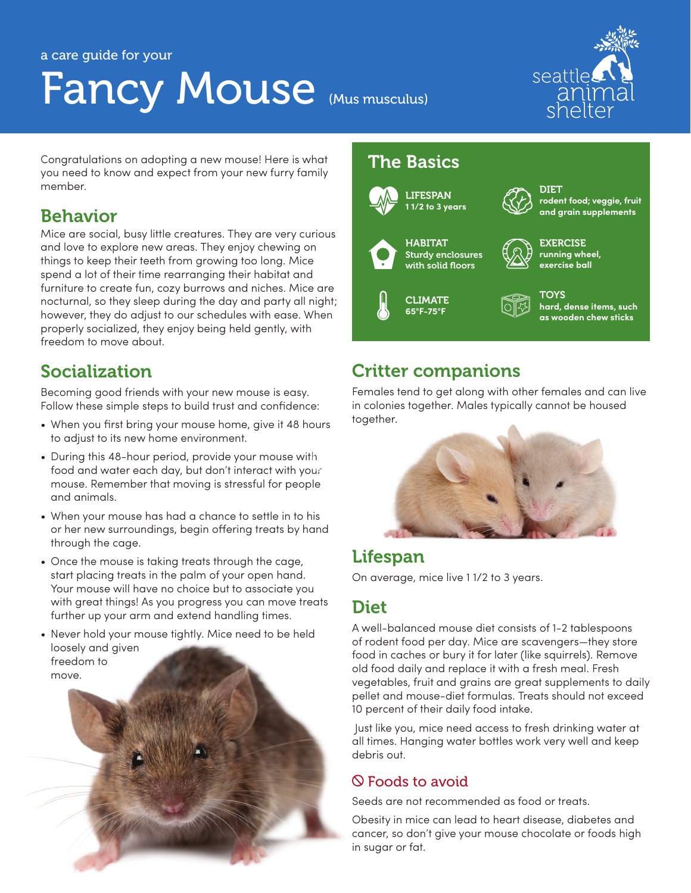a care guide for your

# Fancy Mouse (Mus musculus)

seattle animal shelter

Congratulations on adopting a new mouse! Here is what you need to know and expect from your new furry family member.

## Behavior

Mice are social, busy little creatures. They are very curious and love to explore new areas. They enjoy chewing on things to keep their teeth from growing too long. Mice spend a lot of their time rearranging their habitat and furniture to create fun, cozy burrows and niches. Mice are nocturnal, so they sleep during the day and party all night; however, they do adjust to our schedules with ease. When properly socialized, they enjoy being held gently, with freedom to move about.

## Socialization

Becoming good friends with your new mouse is easy. Follow these simple steps to build trust and confidence:

- When you first bring your mouse home, give it 48 hours to adjust to its new home environment.
- During this 48-hour period, provide your mouse with food and water each day, but don't interact with your mouse. Remember that moving is stressful for people and animals.
- When your mouse has had a chance to settle in to his or her new surroundings, begin offering treats by hand through the cage.
- Once the mouse is taking treats through the cage, start placing treats in the palm of your open hand. Your mouse will have no choice but to associate you with great things! As you progress you can move treats further up your arm and extend handling times.
- Never hold your mouse tightly. Mice need to be held loosely and given freedom to move.

## The Basics

- **LIFESPAN** 1 1/2 to 3 years
- **HABITAT** Sturdy enclosures with solid floors
- **CLIMATE** 65°F–75°F
- **DIET** rodent food; veggie, fruit and grain supplements
- **EXERCISE** running wheel, exercise ball
- **TOYS** hard, dense items, such as wooden chew sticks

## Critter companions

Females tend to get along with other females and can live in colonies together. Males typically cannot be housed together.

## Lifespan

On average, mice live 1 1/2 to 3 years.

## Diet

A well-balanced mouse diet consists of 1-2 tablespoons of rodent food per day. Mice are scavengers—they store food in caches or bury it for later (like squirrels). Remove old food daily and replace it with a fresh meal. Fresh vegetables, fruit and grains are great supplements to daily pellet and mouse-diet formulas. Treats should not exceed 10 percent of their daily food intake.

Just like you, mice need access to fresh drinking water at all times. Hanging water bottles work very well and keep debris out.

### Foods to avoid

Seeds are not recommended as food or treats.

Obesity in mice can lead to heart disease, diabetes and cancer, so don't give your mouse chocolate or foods high in sugar or fat.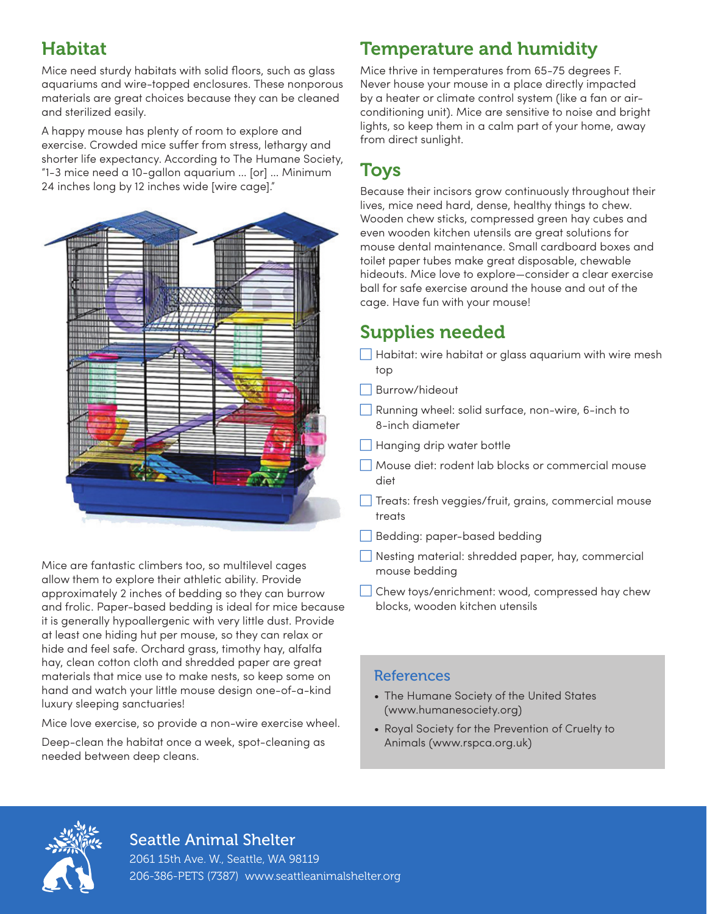## Habitat

Mice need sturdy habitats with solid floors, such as glass aquariums and wire-topped enclosures. These nonporous materials are great choices because they can be cleaned and sterilized easily.

A happy mouse has plenty of room to explore and exercise. Crowded mice suffer from stress, lethargy and shorter life expectancy. According to The Humane Society, "1-3 mice need a 10-gallon aquarium ... [or] ... Minimum 24 inches long by 12 inches wide [wire cage]."

Mice are fantastic climbers too, so multilevel cages allow them to explore their athletic ability. Provide approximately 2 inches of bedding so they can burrow and frolic. Paper-based bedding is ideal for mice because it is generally hypoallergenic with very little dust. Provide at least one hiding hut per mouse, so they can relax or hide and feel safe. Orchard grass, timothy hay, alfalfa hay, clean cotton cloth and shredded paper are great materials that mice use to make nests, so keep some on hand and watch your little mouse design one-of-a-kind luxury sleeping sanctuaries!

Mice love exercise, so provide a non-wire exercise wheel.

Deep-clean the habitat once a week, spot-cleaning as needed between deep cleans.

## Temperature and humidity

Mice thrive in temperatures from 65-75 degrees F. Never house your mouse in a place directly impacted by a heater or climate control system (like a fan or air-conditioning unit). Mice are sensitive to noise and bright lights, so keep them in a calm part of your home, away from direct sunlight.

## Toys

Because their incisors grow continuously throughout their lives, mice need hard, dense, healthy things to chew. Wooden chew sticks, compressed green hay cubes and even wooden kitchen utensils are great solutions for mouse dental maintenance. Small cardboard boxes and toilet paper tubes make great disposable, chewable hideouts. Mice love to explore—consider a clear exercise ball for safe exercise around the house and out of the cage. Have fun with your mouse!

## Supplies needed

- [ ] Habitat: wire habitat or glass aquarium with wire mesh top
- [ ] Burrow/hideout
- [ ] Running wheel: solid surface, non-wire, 6-inch to 8-inch diameter
- [ ] Hanging drip water bottle
- [ ] Mouse diet: rodent lab blocks or commercial mouse diet
- [ ] Treats: fresh veggies/fruit, grains, commercial mouse treats
- [ ] Bedding: paper-based bedding
- [ ] Nesting material: shredded paper, hay, commercial mouse bedding
- [ ] Chew toys/enrichment: wood, compressed hay chew blocks, wooden kitchen utensils

### References

- The Humane Society of the United States (www.humanesociety.org)
- Royal Society for the Prevention of Cruelty to Animals (www.rspca.org.uk)

Seattle Animal Shelter
2061 15th Ave. W., Seattle, WA 98119
206-386-PETS (7387) www.seattleanimalshelter.org